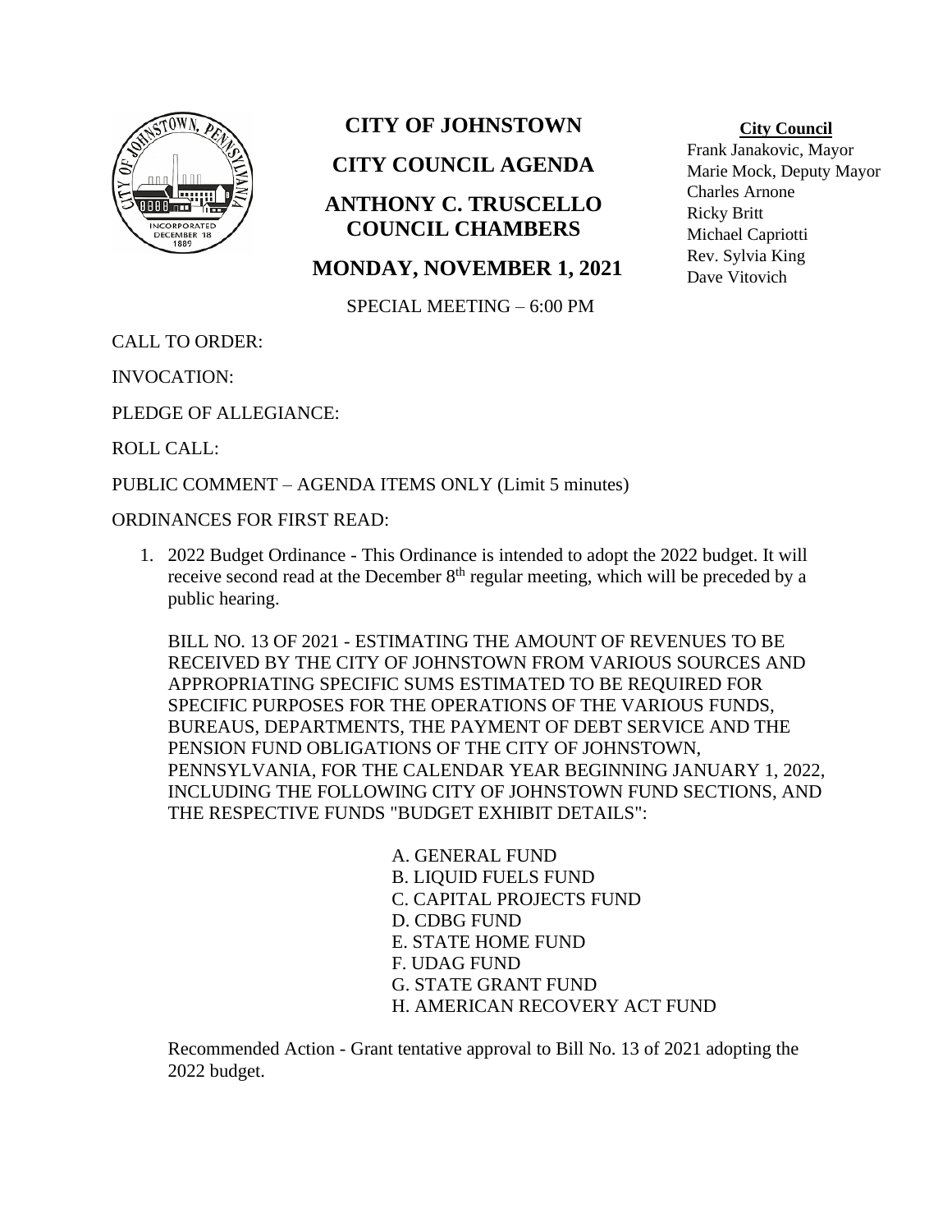# CITY OF JOHNSTOWN

## CITY COUNCIL AGENDA

## ANTHONY C. TRUSCELLO COUNCIL CHAMBERS

## MONDAY, NOVEMBER 1, 2021

SPECIAL MEETING – 6:00 PM

**City Council**
Frank Janakovic, Mayor
Marie Mock, Deputy Mayor
Charles Arnone
Ricky Britt
Michael Capriotti
Rev. Sylvia King
Dave Vitovich

CALL TO ORDER:

INVOCATION:

PLEDGE OF ALLEGIANCE:

ROLL CALL:

PUBLIC COMMENT – AGENDA ITEMS ONLY (Limit 5 minutes)

ORDINANCES FOR FIRST READ:

1. 2022 Budget Ordinance - This Ordinance is intended to adopt the 2022 budget. It will receive second read at the December 8th regular meeting, which will be preceded by a public hearing.

   BILL NO. 13 OF 2021 - ESTIMATING THE AMOUNT OF REVENUES TO BE RECEIVED BY THE CITY OF JOHNSTOWN FROM VARIOUS SOURCES AND APPROPRIATING SPECIFIC SUMS ESTIMATED TO BE REQUIRED FOR SPECIFIC PURPOSES FOR THE OPERATIONS OF THE VARIOUS FUNDS, BUREAUS, DEPARTMENTS, THE PAYMENT OF DEBT SERVICE AND THE PENSION FUND OBLIGATIONS OF THE CITY OF JOHNSTOWN, PENNSYLVANIA, FOR THE CALENDAR YEAR BEGINNING JANUARY 1, 2022, INCLUDING THE FOLLOWING CITY OF JOHNSTOWN FUND SECTIONS, AND THE RESPECTIVE FUNDS "BUDGET EXHIBIT DETAILS":

   A. GENERAL FUND
   B. LIQUID FUELS FUND
   C. CAPITAL PROJECTS FUND
   D. CDBG FUND
   E. STATE HOME FUND
   F. UDAG FUND
   G. STATE GRANT FUND
   H. AMERICAN RECOVERY ACT FUND

   Recommended Action - Grant tentative approval to Bill No. 13 of 2021 adopting the 2022 budget.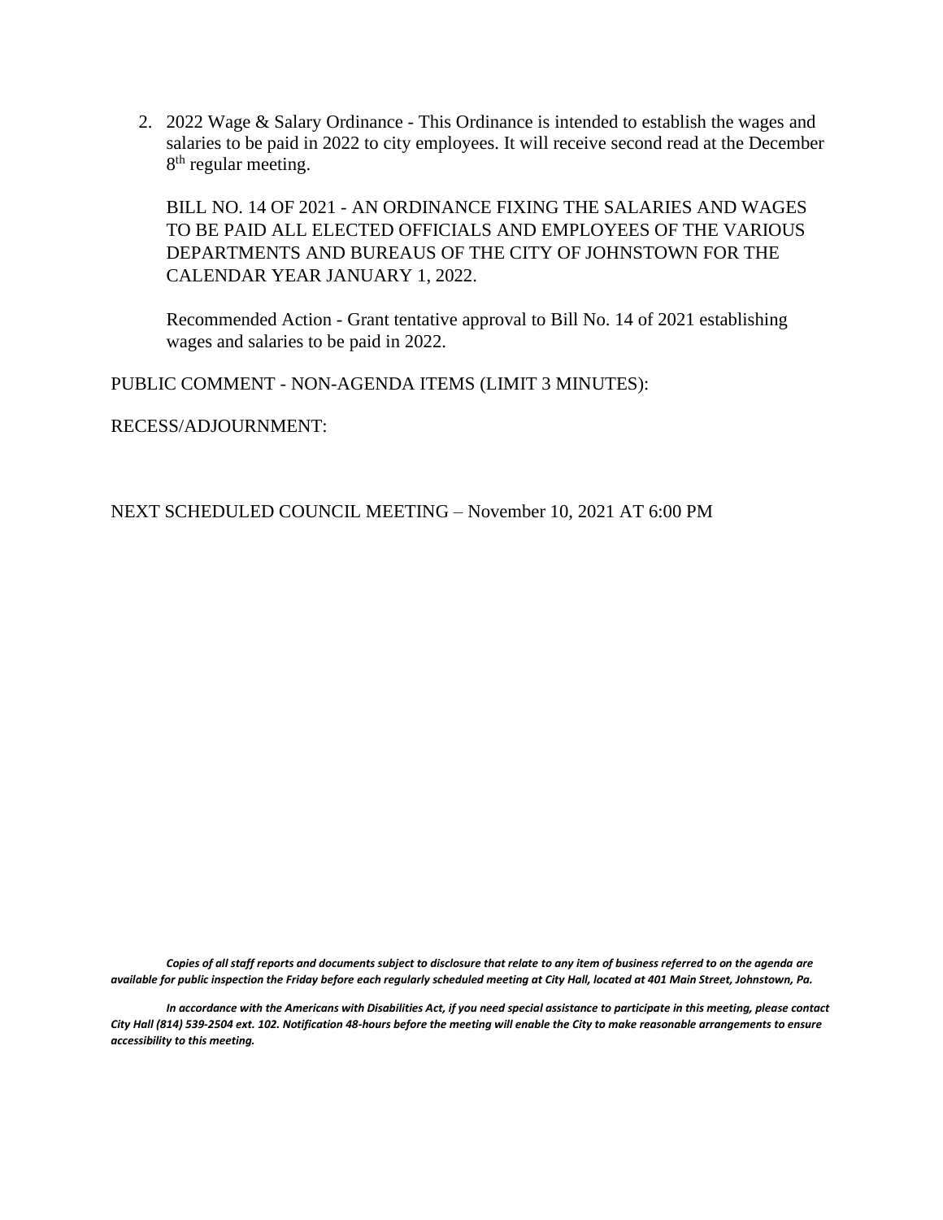2. 2022 Wage & Salary Ordinance - This Ordinance is intended to establish the wages and salaries to be paid in 2022 to city employees. It will receive second read at the December 8th regular meeting.

   BILL NO. 14 OF 2021 - AN ORDINANCE FIXING THE SALARIES AND WAGES TO BE PAID ALL ELECTED OFFICIALS AND EMPLOYEES OF THE VARIOUS DEPARTMENTS AND BUREAUS OF THE CITY OF JOHNSTOWN FOR THE CALENDAR YEAR JANUARY 1, 2022.

   Recommended Action - Grant tentative approval to Bill No. 14 of 2021 establishing wages and salaries to be paid in 2022.

PUBLIC COMMENT - NON-AGENDA ITEMS (LIMIT 3 MINUTES):

RECESS/ADJOURNMENT:

NEXT SCHEDULED COUNCIL MEETING – November 10, 2021 AT 6:00 PM

***Copies of all staff reports and documents subject to disclosure that relate to any item of business referred to on the agenda are available for public inspection the Friday before each regularly scheduled meeting at City Hall, located at 401 Main Street, Johnstown, Pa.***

***In accordance with the Americans with Disabilities Act, if you need special assistance to participate in this meeting, please contact City Hall (814) 539-2504 ext. 102. Notification 48-hours before the meeting will enable the City to make reasonable arrangements to ensure accessibility to this meeting.***